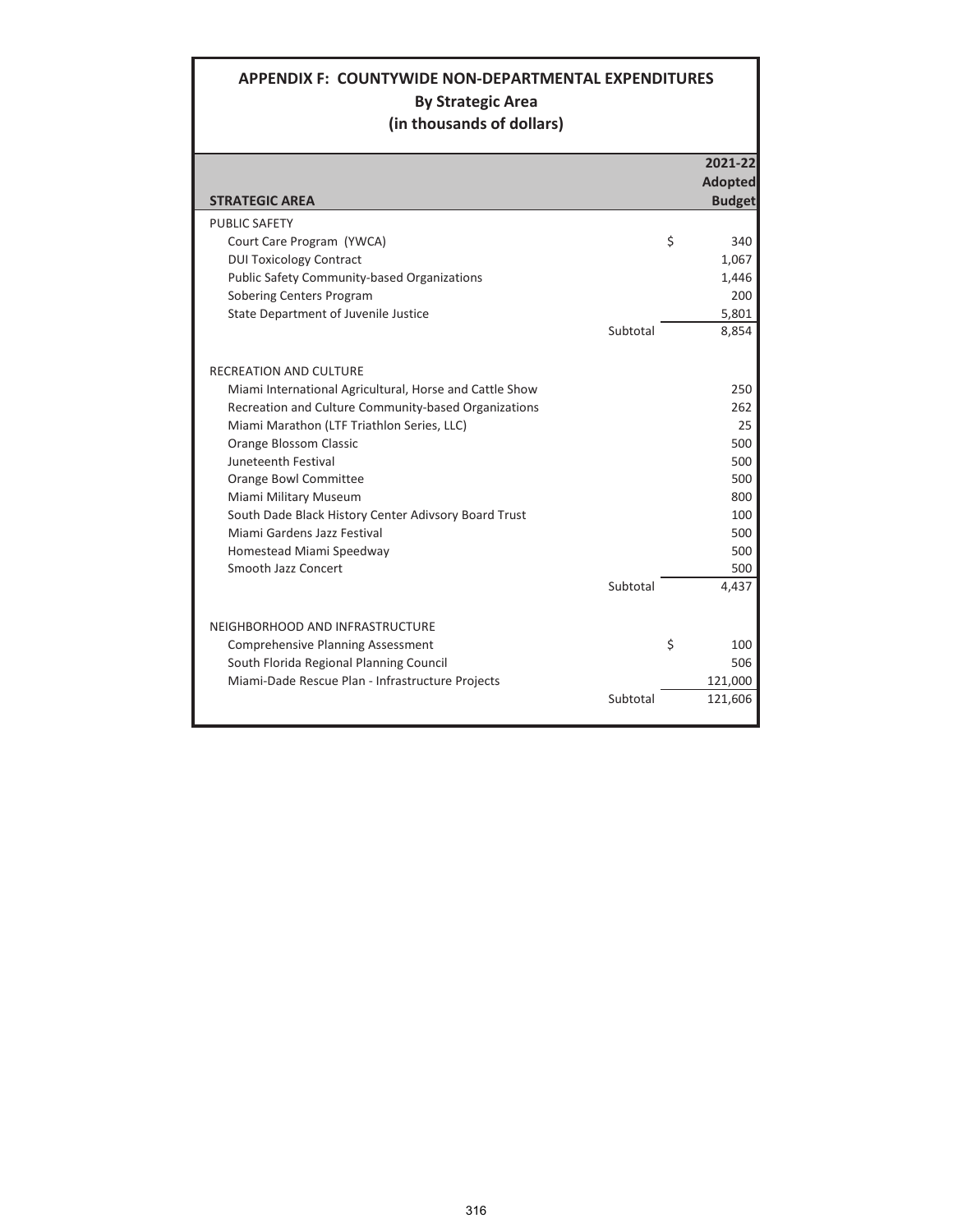# APPENDIX F: COUNTYWIDE NON-DEPARTMENTAL EXPENDITURES

## By Strategic Area

## (in thousands of dollars)

| STRATEGIC AREA | | 2021-22 Adopted Budget |
|---|---|---|
| PUBLIC SAFETY | | |
| Court Care Program (YWCA) | | $ 340 |
| DUI Toxicology Contract | | 1,067 |
| Public Safety Community-based Organizations | | 1,446 |
| Sobering Centers Program | | 200 |
| State Department of Juvenile Justice | | 5,801 |
| | Subtotal | 8,854 |
| | | |
| RECREATION AND CULTURE | | |
| Miami International Agricultural, Horse and Cattle Show | | 250 |
| Recreation and Culture Community-based Organizations | | 262 |
| Miami Marathon (LTF Triathlon Series, LLC) | | 25 |
| Orange Blossom Classic | | 500 |
| Juneteenth Festival | | 500 |
| Orange Bowl Committee | | 500 |
| Miami Military Museum | | 800 |
| South Dade Black History Center Adivsory Board Trust | | 100 |
| Miami Gardens Jazz Festival | | 500 |
| Homestead Miami Speedway | | 500 |
| Smooth Jazz Concert | | 500 |
| | Subtotal | 4,437 |
| | | |
| NEIGHBORHOOD AND INFRASTRUCTURE | | |
| Comprehensive Planning Assessment | | $ 100 |
| South Florida Regional Planning Council | | 506 |
| Miami-Dade Rescue Plan - Infrastructure Projects | | 121,000 |
| | Subtotal | 121,606 |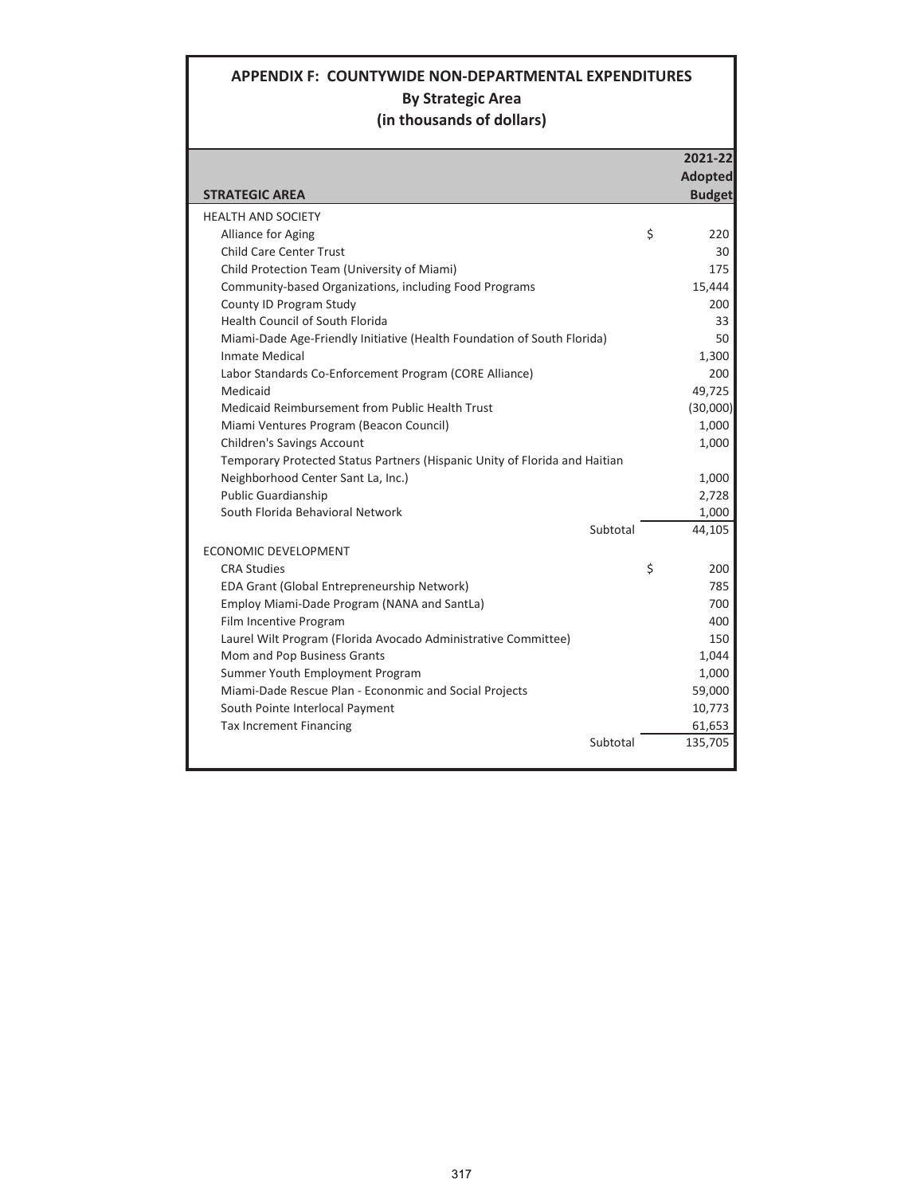# APPENDIX F: COUNTYWIDE NON-DEPARTMENTAL EXPENDITURES

## By Strategic Area

## (in thousands of dollars)

| STRATEGIC AREA | | 2021-22 Adopted Budget |
|---|---|---|
| HEALTH AND SOCIETY | | |
| Alliance for Aging | $ | 220 |
| Child Care Center Trust | | 30 |
| Child Protection Team (University of Miami) | | 175 |
| Community-based Organizations, including Food Programs | | 15,444 |
| County ID Program Study | | 200 |
| Health Council of South Florida | | 33 |
| Miami-Dade Age-Friendly Initiative (Health Foundation of South Florida) | | 50 |
| Inmate Medical | | 1,300 |
| Labor Standards Co-Enforcement Program (CORE Alliance) | | 200 |
| Medicaid | | 49,725 |
| Medicaid Reimbursement from Public Health Trust | | (30,000) |
| Miami Ventures Program (Beacon Council) | | 1,000 |
| Children's Savings Account | | 1,000 |
| Temporary Protected Status Partners (Hispanic Unity of Florida and Haitian Neighborhood Center Sant La, Inc.) | | 1,000 |
| Public Guardianship | | 2,728 |
| South Florida Behavioral Network | | 1,000 |
| Subtotal | | 44,105 |
| ECONOMIC DEVELOPMENT | | |
| CRA Studies | $ | 200 |
| EDA Grant (Global Entrepreneurship Network) | | 785 |
| Employ Miami-Dade Program (NANA and SantLa) | | 700 |
| Film Incentive Program | | 400 |
| Laurel Wilt Program (Florida Avocado Administrative Committee) | | 150 |
| Mom and Pop Business Grants | | 1,044 |
| Summer Youth Employment Program | | 1,000 |
| Miami-Dade Rescue Plan - Econonmic and Social Projects | | 59,000 |
| South Pointe Interlocal Payment | | 10,773 |
| Tax Increment Financing | | 61,653 |
| Subtotal | | 135,705 |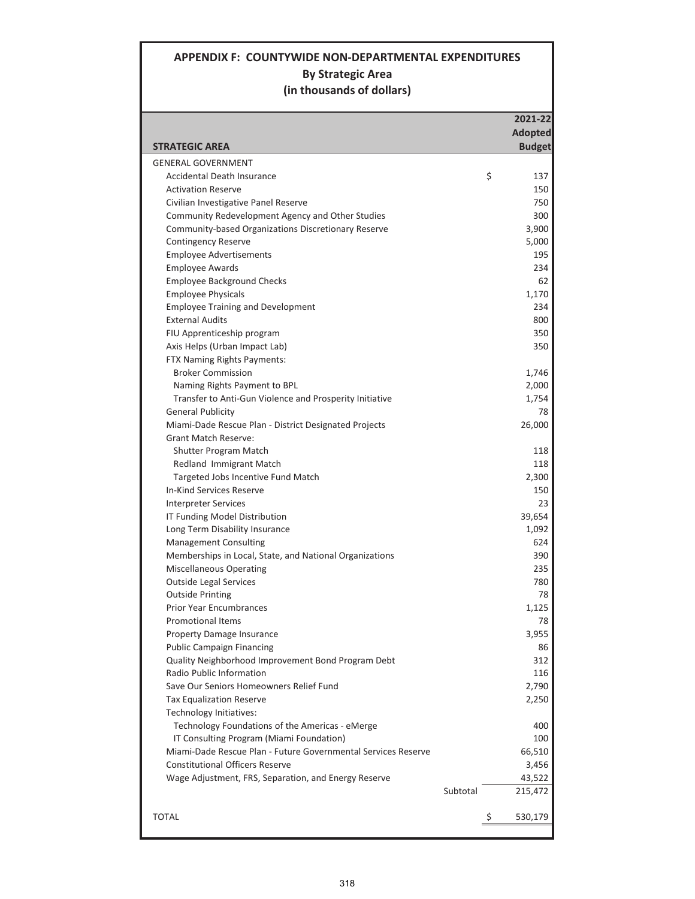## APPENDIX F: COUNTYWIDE NON-DEPARTMENTAL EXPENDITURES

### By Strategic Area

### (in thousands of dollars)

| STRATEGIC AREA | | 2021-22 Adopted Budget |
|---|---|---|
| GENERAL GOVERNMENT | | |
| Accidental Death Insurance | | $ 137 |
| Activation Reserve | | 150 |
| Civilian Investigative Panel Reserve | | 750 |
| Community Redevelopment Agency and Other Studies | | 300 |
| Community-based Organizations Discretionary Reserve | | 3,900 |
| Contingency Reserve | | 5,000 |
| Employee Advertisements | | 195 |
| Employee Awards | | 234 |
| Employee Background Checks | | 62 |
| Employee Physicals | | 1,170 |
| Employee Training and Development | | 234 |
| External Audits | | 800 |
| FIU Apprenticeship program | | 350 |
| Axis Helps (Urban Impact Lab) | | 350 |
| FTX Naming Rights Payments: | | |
| Broker Commission | | 1,746 |
| Naming Rights Payment to BPL | | 2,000 |
| Transfer to Anti-Gun Violence and Prosperity Initiative | | 1,754 |
| General Publicity | | 78 |
| Miami-Dade Rescue Plan - District Designated Projects | | 26,000 |
| Grant Match Reserve: | | |
| Shutter Program Match | | 118 |
| Redland Immigrant Match | | 118 |
| Targeted Jobs Incentive Fund Match | | 2,300 |
| In-Kind Services Reserve | | 150 |
| Interpreter Services | | 23 |
| IT Funding Model Distribution | | 39,654 |
| Long Term Disability Insurance | | 1,092 |
| Management Consulting | | 624 |
| Memberships in Local, State, and National Organizations | | 390 |
| Miscellaneous Operating | | 235 |
| Outside Legal Services | | 780 |
| Outside Printing | | 78 |
| Prior Year Encumbrances | | 1,125 |
| Promotional Items | | 78 |
| Property Damage Insurance | | 3,955 |
| Public Campaign Financing | | 86 |
| Quality Neighborhood Improvement Bond Program Debt | | 312 |
| Radio Public Information | | 116 |
| Save Our Seniors Homeowners Relief Fund | | 2,790 |
| Tax Equalization Reserve | | 2,250 |
| Technology Initiatives: | | |
| Technology Foundations of the Americas - eMerge | | 400 |
| IT Consulting Program (Miami Foundation) | | 100 |
| Miami-Dade Rescue Plan - Future Governmental Services Reserve | | 66,510 |
| Constitutional Officers Reserve | | 3,456 |
| Wage Adjustment, FRS, Separation, and Energy Reserve | | 43,522 |
| | Subtotal | 215,472 |
| TOTAL | | $ 530,179 |